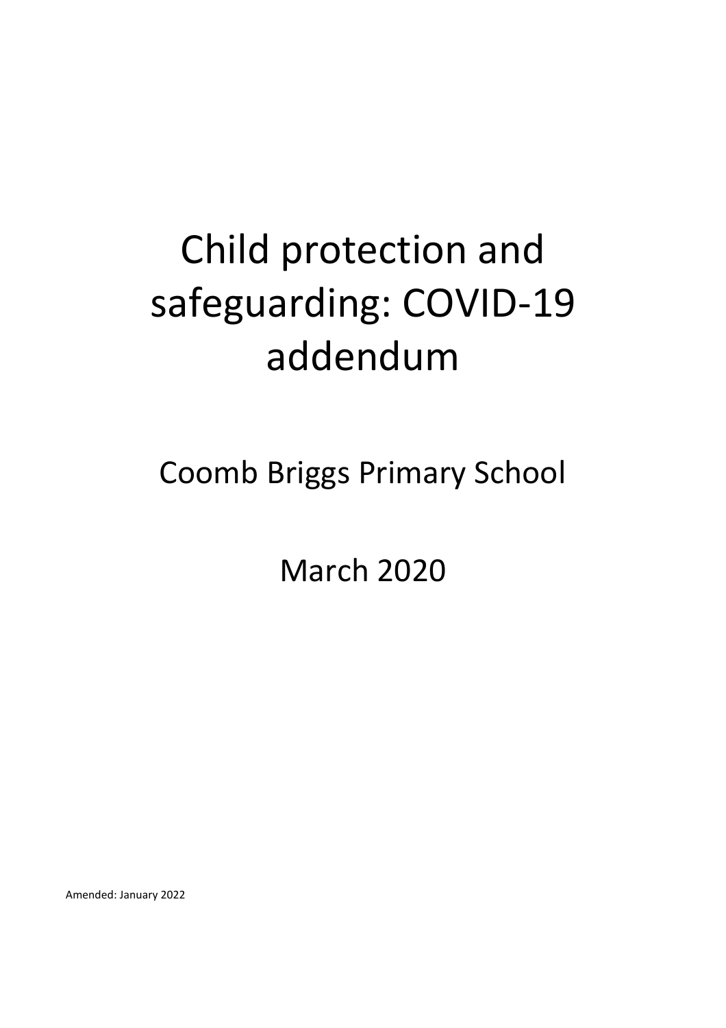# Child protection and safeguarding: COVID-19 addendum

## Coomb Briggs Primary School

## March 2020

Amended: January 2022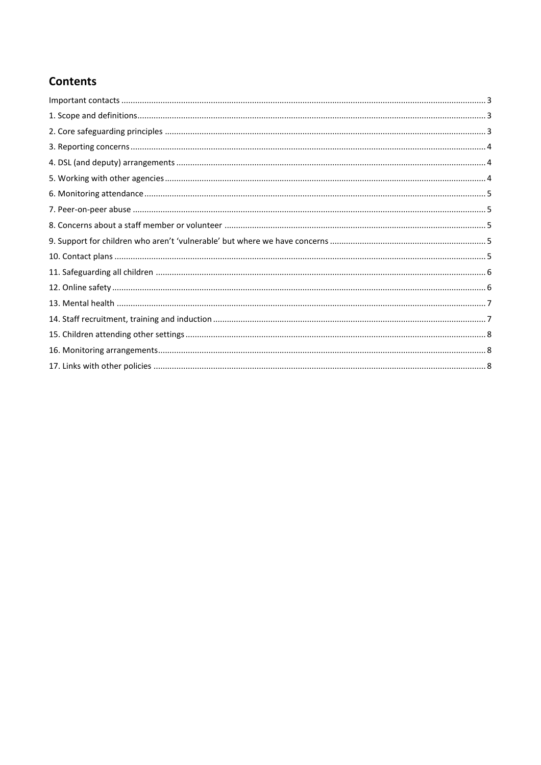## Contents

Important contacts ..... 3
1. Scope and definitions ..... 3
2. Core safeguarding principles ..... 3
3. Reporting concerns ..... 4
4. DSL (and deputy) arrangements ..... 4
5. Working with other agencies ..... 4
6. Monitoring attendance ..... 5
7. Peer-on-peer abuse ..... 5
8. Concerns about a staff member or volunteer ..... 5
9. Support for children who aren't 'vulnerable' but where we have concerns ..... 5
10. Contact plans ..... 5
11. Safeguarding all children ..... 6
12. Online safety ..... 6
13. Mental health ..... 7
14. Staff recruitment, training and induction ..... 7
15. Children attending other settings ..... 8
16. Monitoring arrangements ..... 8
17. Links with other policies ..... 8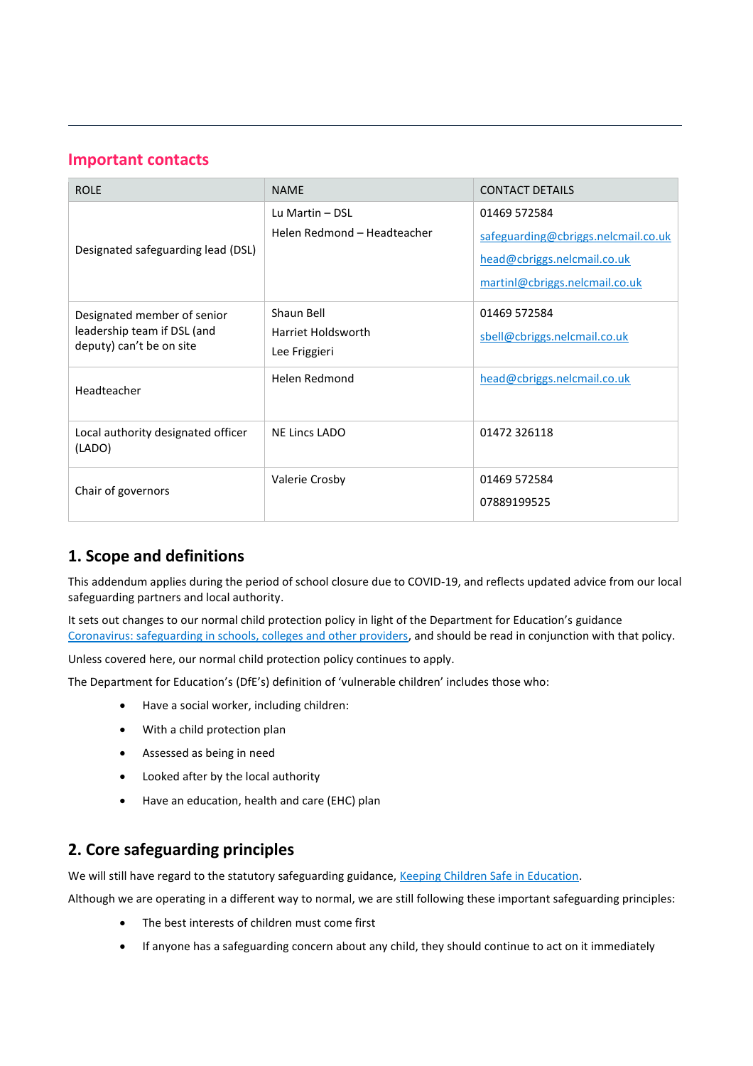## Important contacts

| ROLE | NAME | CONTACT DETAILS |
|---|---|---|
| Designated safeguarding lead (DSL) | Lu Martin – DSL<br>Helen Redmond – Headteacher | 01469 572584<br>safeguarding@cbriggs.nelcmail.co.uk<br>head@cbriggs.nelcmail.co.uk<br>martinl@cbriggs.nelcmail.co.uk |
| Designated member of senior leadership team if DSL (and deputy) can't be on site | Shaun Bell<br>Harriet Holdsworth<br>Lee Friggieri | 01469 572584<br>sbell@cbriggs.nelcmail.co.uk |
| Headteacher | Helen Redmond | head@cbriggs.nelcmail.co.uk |
| Local authority designated officer (LADO) | NE Lincs LADO | 01472 326118 |
| Chair of governors | Valerie Crosby | 01469 572584<br>07889199525 |

## 1. Scope and definitions

This addendum applies during the period of school closure due to COVID-19, and reflects updated advice from our local safeguarding partners and local authority.

It sets out changes to our normal child protection policy in light of the Department for Education's guidance Coronavirus: safeguarding in schools, colleges and other providers, and should be read in conjunction with that policy.

Unless covered here, our normal child protection policy continues to apply.

The Department for Education's (DfE's) definition of 'vulnerable children' includes those who:

- Have a social worker, including children:
- With a child protection plan
- Assessed as being in need
- Looked after by the local authority
- Have an education, health and care (EHC) plan

## 2. Core safeguarding principles

We will still have regard to the statutory safeguarding guidance, Keeping Children Safe in Education.

Although we are operating in a different way to normal, we are still following these important safeguarding principles:

- The best interests of children must come first
- If anyone has a safeguarding concern about any child, they should continue to act on it immediately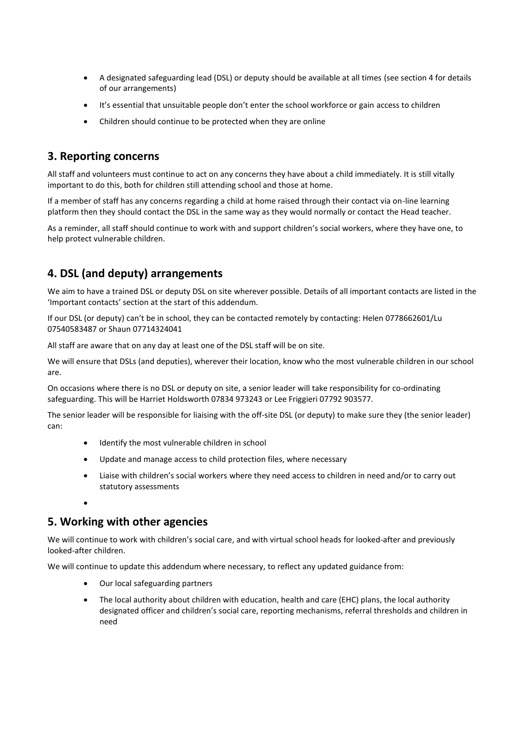- A designated safeguarding lead (DSL) or deputy should be available at all times (see section 4 for details of our arrangements)
- It's essential that unsuitable people don't enter the school workforce or gain access to children
- Children should continue to be protected when they are online

## 3. Reporting concerns

All staff and volunteers must continue to act on any concerns they have about a child immediately. It is still vitally important to do this, both for children still attending school and those at home.

If a member of staff has any concerns regarding a child at home raised through their contact via on-line learning platform then they should contact the DSL in the same way as they would normally or contact the Head teacher.

As a reminder, all staff should continue to work with and support children's social workers, where they have one, to help protect vulnerable children.

## 4. DSL (and deputy) arrangements

We aim to have a trained DSL or deputy DSL on site wherever possible. Details of all important contacts are listed in the 'Important contacts' section at the start of this addendum.

If our DSL (or deputy) can't be in school, they can be contacted remotely by contacting: Helen 0778662601/Lu 07540583487 or Shaun 07714324041

All staff are aware that on any day at least one of the DSL staff will be on site.

We will ensure that DSLs (and deputies), wherever their location, know who the most vulnerable children in our school are.

On occasions where there is no DSL or deputy on site, a senior leader will take responsibility for co-ordinating safeguarding. This will be Harriet Holdsworth 07834 973243 or Lee Friggieri 07792 903577.

The senior leader will be responsible for liaising with the off-site DSL (or deputy) to make sure they (the senior leader) can:

- Identify the most vulnerable children in school
- Update and manage access to child protection files, where necessary
- Liaise with children's social workers where they need access to children in need and/or to carry out statutory assessments

## 5. Working with other agencies

We will continue to work with children's social care, and with virtual school heads for looked-after and previously looked-after children.

We will continue to update this addendum where necessary, to reflect any updated guidance from:

- Our local safeguarding partners
- The local authority about children with education, health and care (EHC) plans, the local authority designated officer and children's social care, reporting mechanisms, referral thresholds and children in need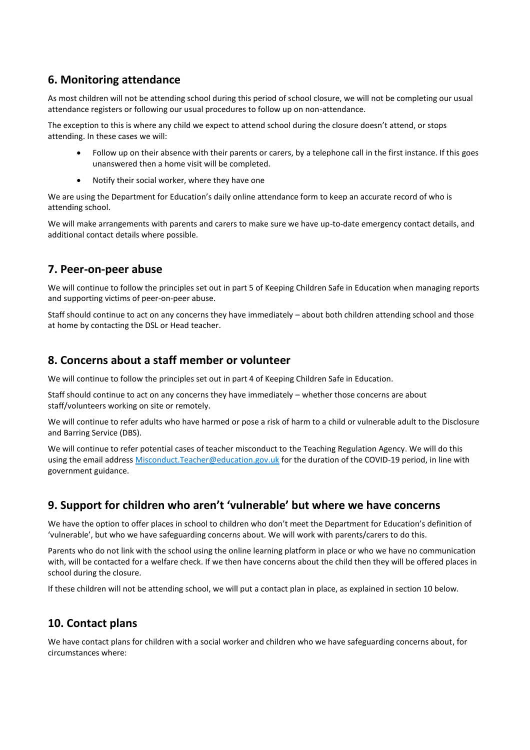## 6. Monitoring attendance

As most children will not be attending school during this period of school closure, we will not be completing our usual attendance registers or following our usual procedures to follow up on non-attendance.

The exception to this is where any child we expect to attend school during the closure doesn't attend, or stops attending. In these cases we will:

- Follow up on their absence with their parents or carers, by a telephone call in the first instance. If this goes unanswered then a home visit will be completed.
- Notify their social worker, where they have one

We are using the Department for Education's daily online attendance form to keep an accurate record of who is attending school.

We will make arrangements with parents and carers to make sure we have up-to-date emergency contact details, and additional contact details where possible.

## 7. Peer-on-peer abuse

We will continue to follow the principles set out in part 5 of Keeping Children Safe in Education when managing reports and supporting victims of peer-on-peer abuse.

Staff should continue to act on any concerns they have immediately – about both children attending school and those at home by contacting the DSL or Head teacher.

## 8. Concerns about a staff member or volunteer

We will continue to follow the principles set out in part 4 of Keeping Children Safe in Education.

Staff should continue to act on any concerns they have immediately – whether those concerns are about staff/volunteers working on site or remotely.

We will continue to refer adults who have harmed or pose a risk of harm to a child or vulnerable adult to the Disclosure and Barring Service (DBS).

We will continue to refer potential cases of teacher misconduct to the Teaching Regulation Agency. We will do this using the email address [Misconduct.Teacher@education.gov.uk](mailto:Misconduct.Teacher@education.gov.uk) for the duration of the COVID-19 period, in line with government guidance.

## 9. Support for children who aren't 'vulnerable' but where we have concerns

We have the option to offer places in school to children who don't meet the Department for Education's definition of 'vulnerable', but who we have safeguarding concerns about. We will work with parents/carers to do this.

Parents who do not link with the school using the online learning platform in place or who we have no communication with, will be contacted for a welfare check. If we then have concerns about the child then they will be offered places in school during the closure.

If these children will not be attending school, we will put a contact plan in place, as explained in section 10 below.

## 10. Contact plans

We have contact plans for children with a social worker and children who we have safeguarding concerns about, for circumstances where: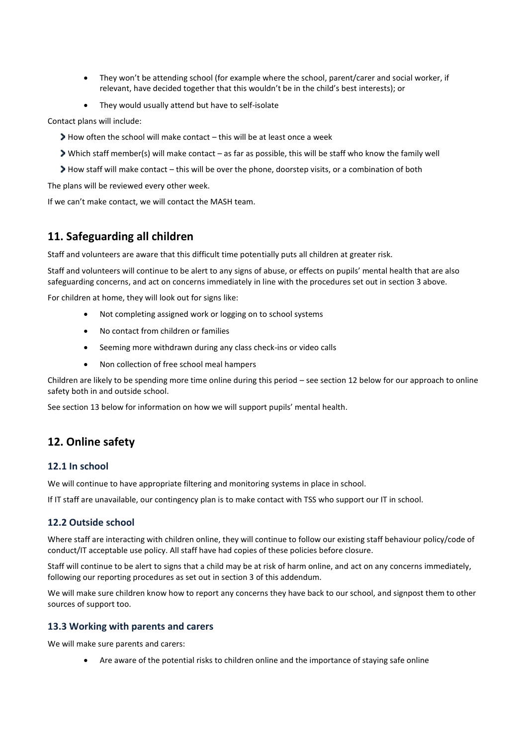- They won't be attending school (for example where the school, parent/carer and social worker, if relevant, have decided together that this wouldn't be in the child's best interests); or
- They would usually attend but have to self-isolate

Contact plans will include:

- How often the school will make contact – this will be at least once a week
- Which staff member(s) will make contact – as far as possible, this will be staff who know the family well
- How staff will make contact – this will be over the phone, doorstep visits, or a combination of both

The plans will be reviewed every other week.

If we can't make contact, we will contact the MASH team.

## 11. Safeguarding all children

Staff and volunteers are aware that this difficult time potentially puts all children at greater risk.

Staff and volunteers will continue to be alert to any signs of abuse, or effects on pupils' mental health that are also safeguarding concerns, and act on concerns immediately in line with the procedures set out in section 3 above.

For children at home, they will look out for signs like:

- Not completing assigned work or logging on to school systems
- No contact from children or families
- Seeming more withdrawn during any class check-ins or video calls
- Non collection of free school meal hampers

Children are likely to be spending more time online during this period – see section 12 below for our approach to online safety both in and outside school.

See section 13 below for information on how we will support pupils' mental health.

## 12. Online safety

### 12.1 In school

We will continue to have appropriate filtering and monitoring systems in place in school.

If IT staff are unavailable, our contingency plan is to make contact with TSS who support our IT in school.

### 12.2 Outside school

Where staff are interacting with children online, they will continue to follow our existing staff behaviour policy/code of conduct/IT acceptable use policy. All staff have had copies of these policies before closure.

Staff will continue to be alert to signs that a child may be at risk of harm online, and act on any concerns immediately, following our reporting procedures as set out in section 3 of this addendum.

We will make sure children know how to report any concerns they have back to our school, and signpost them to other sources of support too.

### 13.3 Working with parents and carers

We will make sure parents and carers:

- Are aware of the potential risks to children online and the importance of staying safe online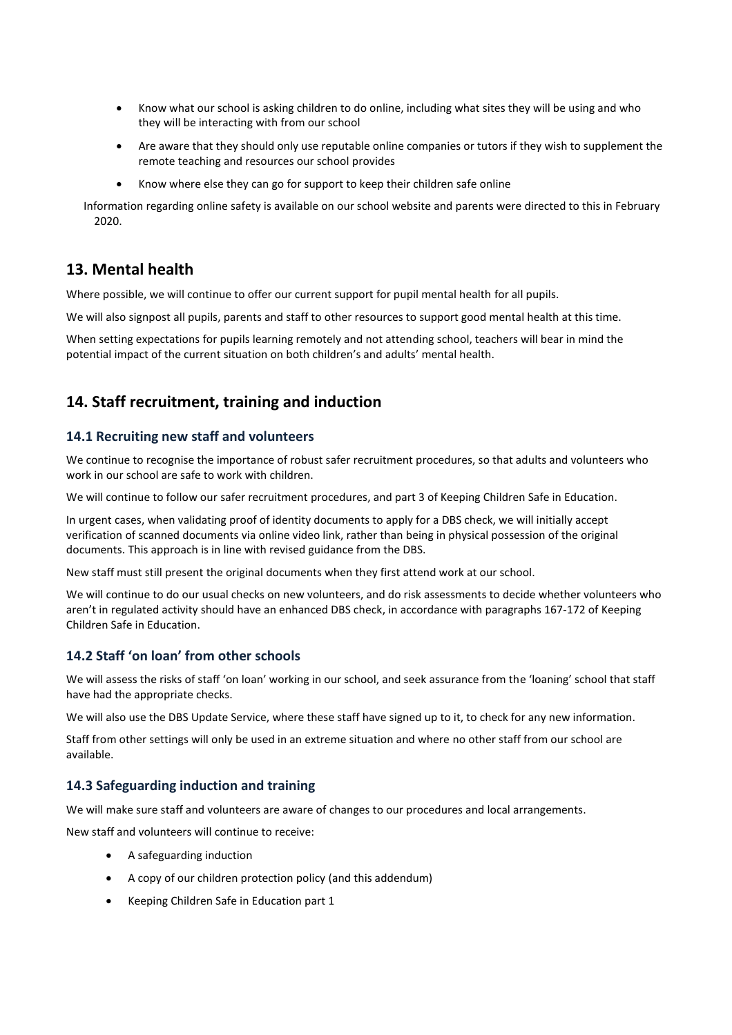- Know what our school is asking children to do online, including what sites they will be using and who they will be interacting with from our school
- Are aware that they should only use reputable online companies or tutors if they wish to supplement the remote teaching and resources our school provides
- Know where else they can go for support to keep their children safe online

Information regarding online safety is available on our school website and parents were directed to this in February 2020.

## 13. Mental health

Where possible, we will continue to offer our current support for pupil mental health for all pupils.

We will also signpost all pupils, parents and staff to other resources to support good mental health at this time.

When setting expectations for pupils learning remotely and not attending school, teachers will bear in mind the potential impact of the current situation on both children's and adults' mental health.

## 14. Staff recruitment, training and induction

### 14.1 Recruiting new staff and volunteers

We continue to recognise the importance of robust safer recruitment procedures, so that adults and volunteers who work in our school are safe to work with children.

We will continue to follow our safer recruitment procedures, and part 3 of Keeping Children Safe in Education.

In urgent cases, when validating proof of identity documents to apply for a DBS check, we will initially accept verification of scanned documents via online video link, rather than being in physical possession of the original documents. This approach is in line with revised guidance from the DBS.

New staff must still present the original documents when they first attend work at our school.

We will continue to do our usual checks on new volunteers, and do risk assessments to decide whether volunteers who aren't in regulated activity should have an enhanced DBS check, in accordance with paragraphs 167-172 of Keeping Children Safe in Education.

### 14.2 Staff 'on loan' from other schools

We will assess the risks of staff 'on loan' working in our school, and seek assurance from the 'loaning' school that staff have had the appropriate checks.

We will also use the DBS Update Service, where these staff have signed up to it, to check for any new information.

Staff from other settings will only be used in an extreme situation and where no other staff from our school are available.

### 14.3 Safeguarding induction and training

We will make sure staff and volunteers are aware of changes to our procedures and local arrangements.

New staff and volunteers will continue to receive:

- A safeguarding induction
- A copy of our children protection policy (and this addendum)
- Keeping Children Safe in Education part 1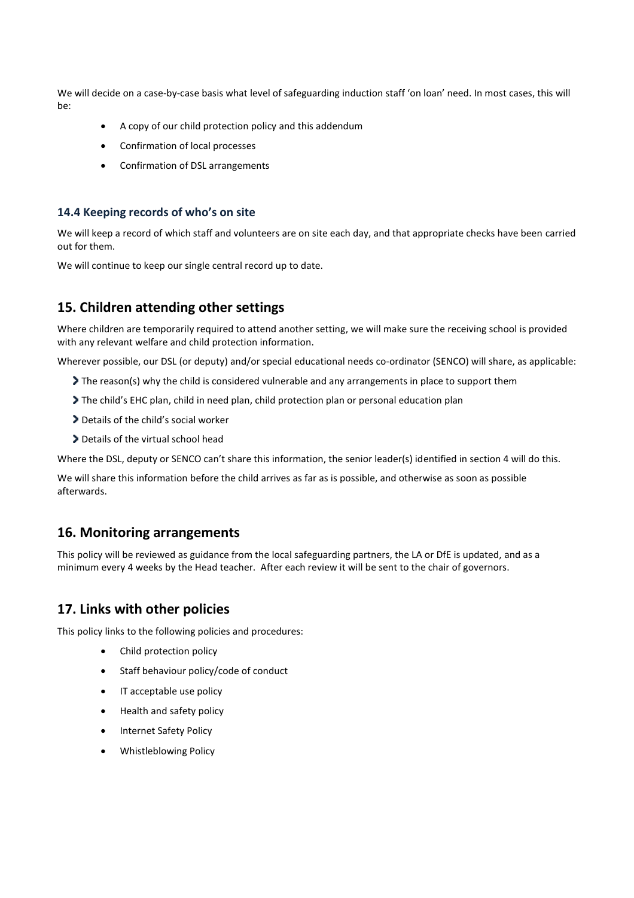We will decide on a case-by-case basis what level of safeguarding induction staff 'on loan' need. In most cases, this will be:

- A copy of our child protection policy and this addendum
- Confirmation of local processes
- Confirmation of DSL arrangements

### 14.4 Keeping records of who's on site

We will keep a record of which staff and volunteers are on site each day, and that appropriate checks have been carried out for them.

We will continue to keep our single central record up to date.

## 15. Children attending other settings

Where children are temporarily required to attend another setting, we will make sure the receiving school is provided with any relevant welfare and child protection information.

Wherever possible, our DSL (or deputy) and/or special educational needs co-ordinator (SENCO) will share, as applicable:

- The reason(s) why the child is considered vulnerable and any arrangements in place to support them
- The child's EHC plan, child in need plan, child protection plan or personal education plan
- Details of the child's social worker
- Details of the virtual school head

Where the DSL, deputy or SENCO can't share this information, the senior leader(s) identified in section 4 will do this.

We will share this information before the child arrives as far as is possible, and otherwise as soon as possible afterwards.

## 16. Monitoring arrangements

This policy will be reviewed as guidance from the local safeguarding partners, the LA or DfE is updated, and as a minimum every 4 weeks by the Head teacher. After each review it will be sent to the chair of governors.

## 17. Links with other policies

This policy links to the following policies and procedures:

- Child protection policy
- Staff behaviour policy/code of conduct
- IT acceptable use policy
- Health and safety policy
- Internet Safety Policy
- Whistleblowing Policy